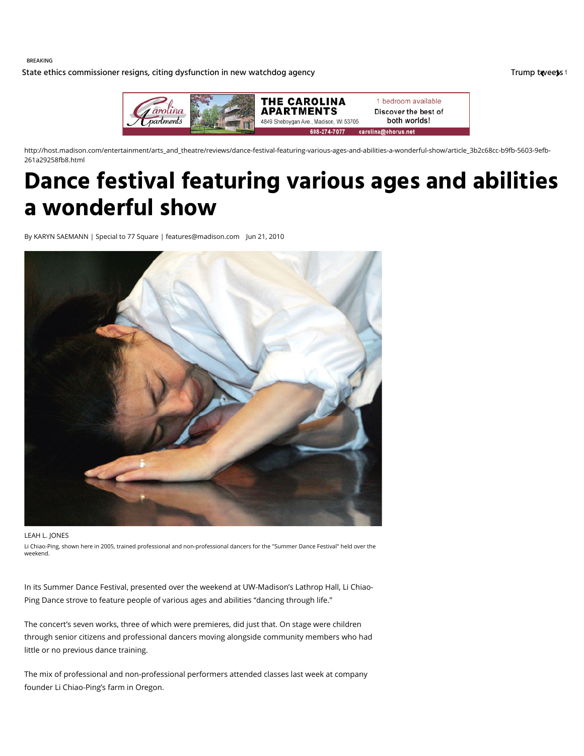BREAKING

State ethics commissioner resigns, citing dysfunction in new watchdog agency

http://host.madison.com/entertainment/arts_and_theatre/reviews/dance-festival-featuring-various-ages-and-abilities-a-wonderful-show/article_3b2c68cc-b9fb-5603-9efb-261a29258fb8.html

# Dance festival featuring various ages and abilities a wonderful show

By KARYN SAEMANN | Special to 77 Square | features@madison.com Jun 21, 2010

LEAH L. JONES

Li Chiao-Ping, shown here in 2005, trained professional and non-professional dancers for the "Summer Dance Festival" held over the weekend.

In its Summer Dance Festival, presented over the weekend at UW-Madison's Lathrop Hall, Li Chiao-Ping Dance strove to feature people of various ages and abilities "dancing through life."

The concert's seven works, three of which were premieres, did just that. On stage were children through senior citizens and professional dancers moving alongside community members who had little or no previous dance training.

The mix of professional and non-professional performers attended classes last week at company founder Li Chiao-Ping's farm in Oregon.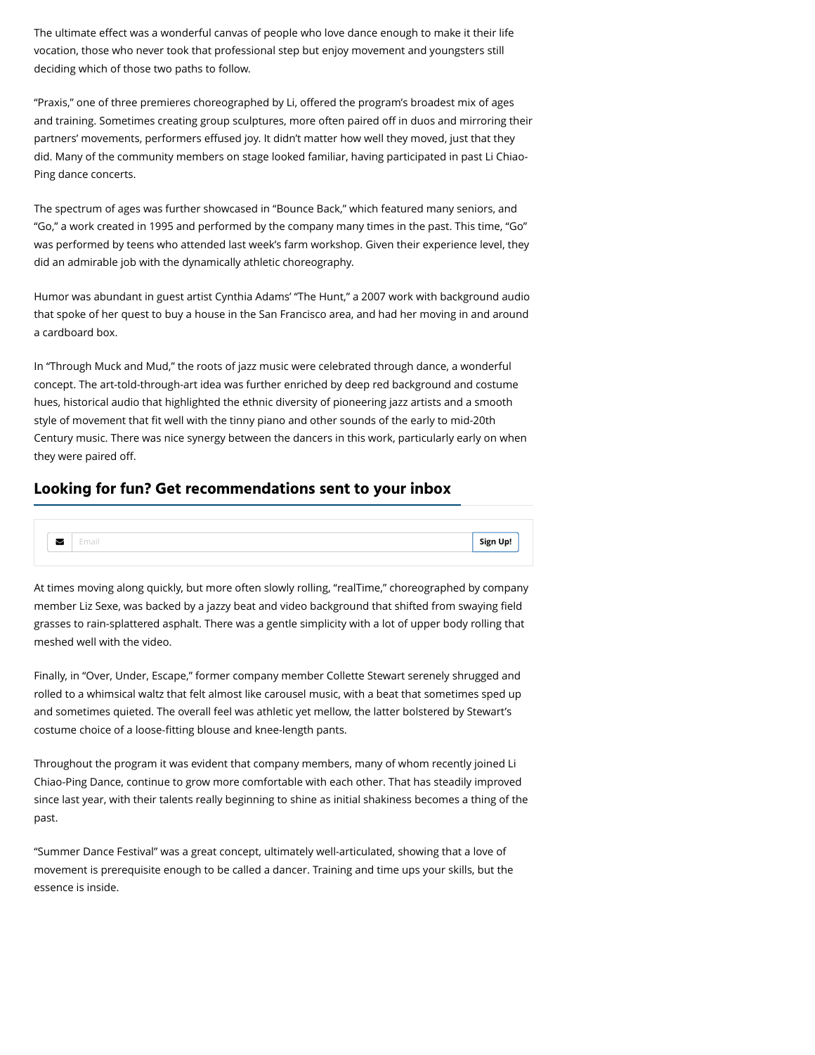The ultimate effect was a wonderful canvas of people who love dance enough to make it their life vocation, those who never took that professional step but enjoy movement and youngsters still deciding which of those two paths to follow.

"Praxis," one of three premieres choreographed by Li, offered the program's broadest mix of ages and training. Sometimes creating group sculptures, more often paired off in duos and mirroring their partners' movements, performers effused joy. It didn't matter how well they moved, just that they did. Many of the community members on stage looked familiar, having participated in past Li Chiao-Ping dance concerts.

The spectrum of ages was further showcased in "Bounce Back," which featured many seniors, and "Go," a work created in 1995 and performed by the company many times in the past. This time, "Go" was performed by teens who attended last week's farm workshop. Given their experience level, they did an admirable job with the dynamically athletic choreography.

Humor was abundant in guest artist Cynthia Adams' "The Hunt," a 2007 work with background audio that spoke of her quest to buy a house in the San Francisco area, and had her moving in and around a cardboard box.

In "Through Muck and Mud," the roots of jazz music were celebrated through dance, a wonderful concept. The art-told-through-art idea was further enriched by deep red background and costume hues, historical audio that highlighted the ethnic diversity of pioneering jazz artists and a smooth style of movement that fit well with the tinny piano and other sounds of the early to mid-20th Century music. There was nice synergy between the dancers in this work, particularly early on when they were paired off.

## Looking for fun? Get recommendations sent to your inbox

Email | Sign Up!

At times moving along quickly, but more often slowly rolling, "realTime," choreographed by company member Liz Sexe, was backed by a jazzy beat and video background that shifted from swaying field grasses to rain-splattered asphalt. There was a gentle simplicity with a lot of upper body rolling that meshed well with the video.

Finally, in "Over, Under, Escape," former company member Collette Stewart serenely shrugged and rolled to a whimsical waltz that felt almost like carousel music, with a beat that sometimes sped up and sometimes quieted. The overall feel was athletic yet mellow, the latter bolstered by Stewart's costume choice of a loose-fitting blouse and knee-length pants.

Throughout the program it was evident that company members, many of whom recently joined Li Chiao-Ping Dance, continue to grow more comfortable with each other. That has steadily improved since last year, with their talents really beginning to shine as initial shakiness becomes a thing of the past.

"Summer Dance Festival" was a great concept, ultimately well-articulated, showing that a love of movement is prerequisite enough to be called a dancer. Training and time ups your skills, but the essence is inside.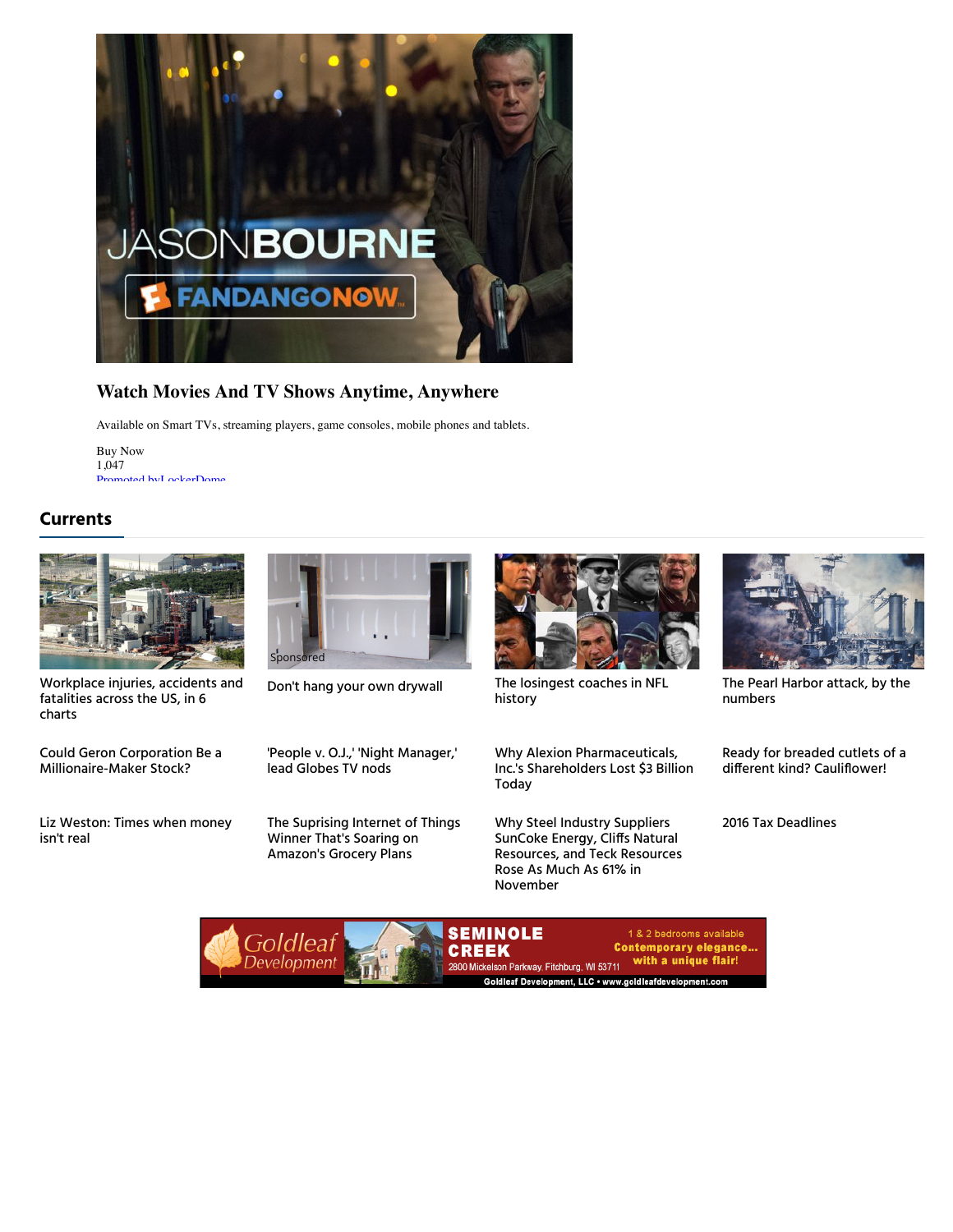### Watch Movies And TV Shows Anytime, Anywhere

Available on Smart TVs, streaming players, game consoles, mobile phones and tablets.

Buy Now
1,047
Promoted byLockerDome

## Currents

Workplace injuries, accidents and fatalities across the US, in 6 charts

Sponsored

Don't hang your own drywall

The losingest coaches in NFL history

The Pearl Harbor attack, by the numbers

Could Geron Corporation Be a Millionaire-Maker Stock?

'People v. O.J.,' 'Night Manager,' lead Globes TV nods

Why Alexion Pharmaceuticals, Inc.'s Shareholders Lost $3 Billion Today

Ready for breaded cutlets of a different kind? Cauliflower!

Liz Weston: Times when money isn't real

The Suprising Internet of Things Winner That's Soaring on Amazon's Grocery Plans

Why Steel Industry Suppliers SunCoke Energy, Cliffs Natural Resources, and Teck Resources Rose As Much As 61% in November

2016 Tax Deadlines